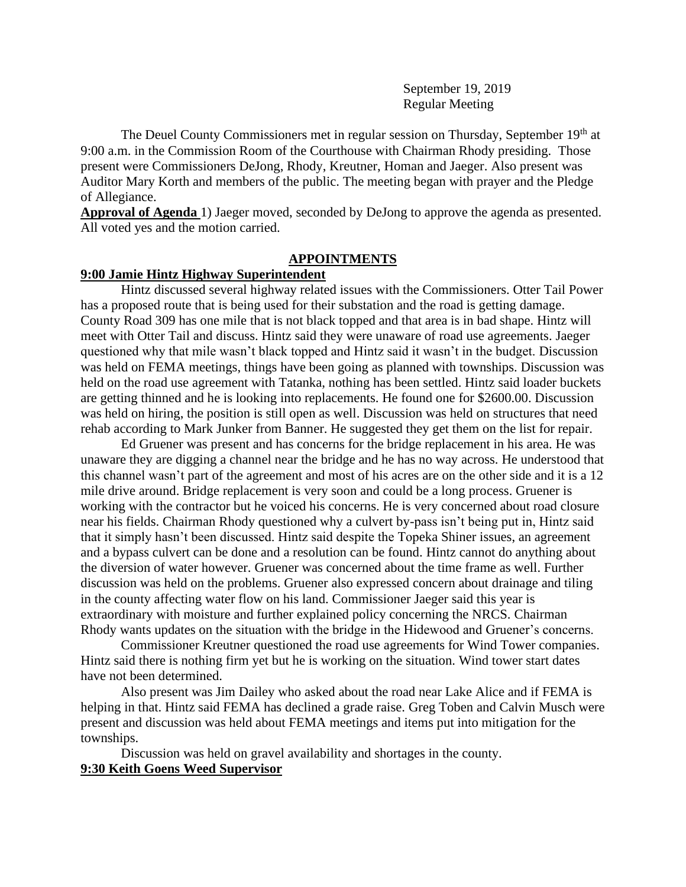September 19, 2019
Regular Meeting

The Deuel County Commissioners met in regular session on Thursday, September 19th at 9:00 a.m. in the Commission Room of the Courthouse with Chairman Rhody presiding. Those present were Commissioners DeJong, Rhody, Kreutner, Homan and Jaeger. Also present was Auditor Mary Korth and members of the public. The meeting began with prayer and the Pledge of Allegiance.

**Approval of Agenda** 1) Jaeger moved, seconded by DeJong to approve the agenda as presented. All voted yes and the motion carried.

## APPOINTMENTS

### 9:00 Jamie Hintz Highway Superintendent

Hintz discussed several highway related issues with the Commissioners. Otter Tail Power has a proposed route that is being used for their substation and the road is getting damage. County Road 309 has one mile that is not black topped and that area is in bad shape. Hintz will meet with Otter Tail and discuss. Hintz said they were unaware of road use agreements. Jaeger questioned why that mile wasn't black topped and Hintz said it wasn't in the budget. Discussion was held on FEMA meetings, things have been going as planned with townships. Discussion was held on the road use agreement with Tatanka, nothing has been settled. Hintz said loader buckets are getting thinned and he is looking into replacements. He found one for $2600.00. Discussion was held on hiring, the position is still open as well. Discussion was held on structures that need rehab according to Mark Junker from Banner. He suggested they get them on the list for repair.

Ed Gruener was present and has concerns for the bridge replacement in his area. He was unaware they are digging a channel near the bridge and he has no way across. He understood that this channel wasn't part of the agreement and most of his acres are on the other side and it is a 12 mile drive around. Bridge replacement is very soon and could be a long process. Gruener is working with the contractor but he voiced his concerns. He is very concerned about road closure near his fields. Chairman Rhody questioned why a culvert by-pass isn't being put in, Hintz said that it simply hasn't been discussed. Hintz said despite the Topeka Shiner issues, an agreement and a bypass culvert can be done and a resolution can be found. Hintz cannot do anything about the diversion of water however. Gruener was concerned about the time frame as well. Further discussion was held on the problems. Gruener also expressed concern about drainage and tiling in the county affecting water flow on his land. Commissioner Jaeger said this year is extraordinary with moisture and further explained policy concerning the NRCS. Chairman Rhody wants updates on the situation with the bridge in the Hidewood and Gruener's concerns.

Commissioner Kreutner questioned the road use agreements for Wind Tower companies. Hintz said there is nothing firm yet but he is working on the situation. Wind tower start dates have not been determined.

Also present was Jim Dailey who asked about the road near Lake Alice and if FEMA is helping in that. Hintz said FEMA has declined a grade raise. Greg Toben and Calvin Musch were present and discussion was held about FEMA meetings and items put into mitigation for the townships.

Discussion was held on gravel availability and shortages in the county.

### 9:30 Keith Goens Weed Supervisor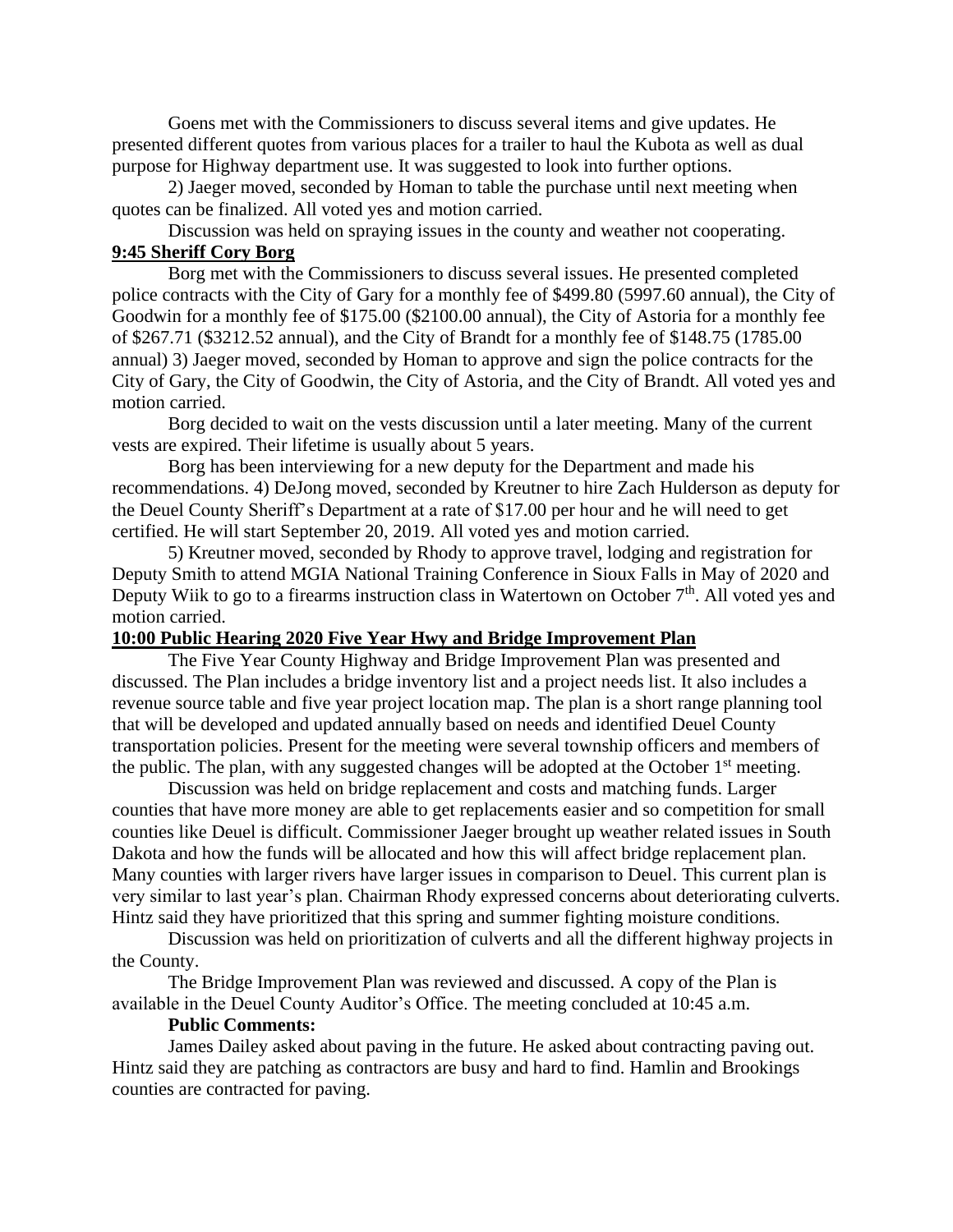Goens met with the Commissioners to discuss several items and give updates. He presented different quotes from various places for a trailer to haul the Kubota as well as dual purpose for Highway department use. It was suggested to look into further options.

2) Jaeger moved, seconded by Homan to table the purchase until next meeting when quotes can be finalized. All voted yes and motion carried.

Discussion was held on spraying issues in the county and weather not cooperating.

**9:45 Sheriff Cory Borg**

Borg met with the Commissioners to discuss several issues. He presented completed police contracts with the City of Gary for a monthly fee of $499.80 (5997.60 annual), the City of Goodwin for a monthly fee of $175.00 ($2100.00 annual), the City of Astoria for a monthly fee of $267.71 ($3212.52 annual), and the City of Brandt for a monthly fee of $148.75 (1785.00 annual) 3) Jaeger moved, seconded by Homan to approve and sign the police contracts for the City of Gary, the City of Goodwin, the City of Astoria, and the City of Brandt. All voted yes and motion carried.

Borg decided to wait on the vests discussion until a later meeting. Many of the current vests are expired. Their lifetime is usually about 5 years.

Borg has been interviewing for a new deputy for the Department and made his recommendations. 4) DeJong moved, seconded by Kreutner to hire Zach Hulderson as deputy for the Deuel County Sheriff's Department at a rate of $17.00 per hour and he will need to get certified. He will start September 20, 2019. All voted yes and motion carried.

5) Kreutner moved, seconded by Rhody to approve travel, lodging and registration for Deputy Smith to attend MGIA National Training Conference in Sioux Falls in May of 2020 and Deputy Wiik to go to a firearms instruction class in Watertown on October 7th. All voted yes and motion carried.

**10:00 Public Hearing 2020 Five Year Hwy and Bridge Improvement Plan**

The Five Year County Highway and Bridge Improvement Plan was presented and discussed. The Plan includes a bridge inventory list and a project needs list. It also includes a revenue source table and five year project location map. The plan is a short range planning tool that will be developed and updated annually based on needs and identified Deuel County transportation policies. Present for the meeting were several township officers and members of the public. The plan, with any suggested changes will be adopted at the October 1st meeting.

Discussion was held on bridge replacement and costs and matching funds. Larger counties that have more money are able to get replacements easier and so competition for small counties like Deuel is difficult. Commissioner Jaeger brought up weather related issues in South Dakota and how the funds will be allocated and how this will affect bridge replacement plan. Many counties with larger rivers have larger issues in comparison to Deuel. This current plan is very similar to last year's plan. Chairman Rhody expressed concerns about deteriorating culverts. Hintz said they have prioritized that this spring and summer fighting moisture conditions.

Discussion was held on prioritization of culverts and all the different highway projects in the County.

The Bridge Improvement Plan was reviewed and discussed. A copy of the Plan is available in the Deuel County Auditor's Office. The meeting concluded at 10:45 a.m.

**Public Comments:**

James Dailey asked about paving in the future. He asked about contracting paving out. Hintz said they are patching as contractors are busy and hard to find. Hamlin and Brookings counties are contracted for paving.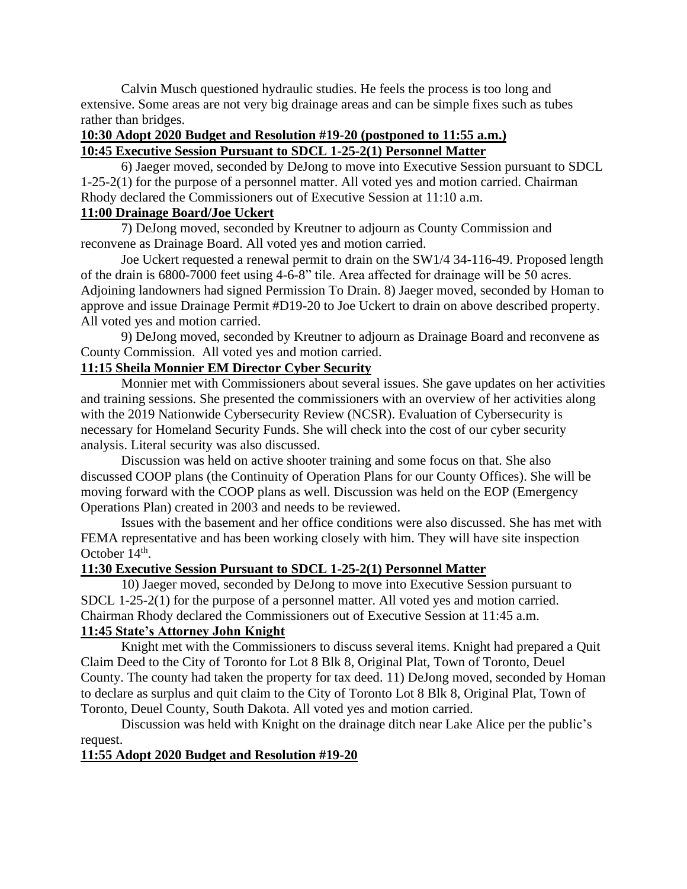Calvin Musch questioned hydraulic studies. He feels the process is too long and extensive. Some areas are not very big drainage areas and can be simple fixes such as tubes rather than bridges.

**10:30 Adopt 2020 Budget and Resolution #19-20 (postponed to 11:55 a.m.)**

**10:45 Executive Session Pursuant to SDCL 1-25-2(1) Personnel Matter**

6) Jaeger moved, seconded by DeJong to move into Executive Session pursuant to SDCL 1-25-2(1) for the purpose of a personnel matter. All voted yes and motion carried. Chairman Rhody declared the Commissioners out of Executive Session at 11:10 a.m.

**11:00 Drainage Board/Joe Uckert**

7) DeJong moved, seconded by Kreutner to adjourn as County Commission and reconvene as Drainage Board. All voted yes and motion carried.

Joe Uckert requested a renewal permit to drain on the SW1/4 34-116-49. Proposed length of the drain is 6800-7000 feet using 4-6-8" tile. Area affected for drainage will be 50 acres. Adjoining landowners had signed Permission To Drain. 8) Jaeger moved, seconded by Homan to approve and issue Drainage Permit #D19-20 to Joe Uckert to drain on above described property. All voted yes and motion carried.

9) DeJong moved, seconded by Kreutner to adjourn as Drainage Board and reconvene as County Commission. All voted yes and motion carried.

**11:15 Sheila Monnier EM Director Cyber Security**

Monnier met with Commissioners about several issues. She gave updates on her activities and training sessions. She presented the commissioners with an overview of her activities along with the 2019 Nationwide Cybersecurity Review (NCSR). Evaluation of Cybersecurity is necessary for Homeland Security Funds. She will check into the cost of our cyber security analysis. Literal security was also discussed.

Discussion was held on active shooter training and some focus on that. She also discussed COOP plans (the Continuity of Operation Plans for our County Offices). She will be moving forward with the COOP plans as well. Discussion was held on the EOP (Emergency Operations Plan) created in 2003 and needs to be reviewed.

Issues with the basement and her office conditions were also discussed. She has met with FEMA representative and has been working closely with him. They will have site inspection October 14th.

**11:30 Executive Session Pursuant to SDCL 1-25-2(1) Personnel Matter**

10) Jaeger moved, seconded by DeJong to move into Executive Session pursuant to SDCL 1-25-2(1) for the purpose of a personnel matter. All voted yes and motion carried. Chairman Rhody declared the Commissioners out of Executive Session at 11:45 a.m.

**11:45 State's Attorney John Knight**

Knight met with the Commissioners to discuss several items. Knight had prepared a Quit Claim Deed to the City of Toronto for Lot 8 Blk 8, Original Plat, Town of Toronto, Deuel County. The county had taken the property for tax deed. 11) DeJong moved, seconded by Homan to declare as surplus and quit claim to the City of Toronto Lot 8 Blk 8, Original Plat, Town of Toronto, Deuel County, South Dakota. All voted yes and motion carried.

Discussion was held with Knight on the drainage ditch near Lake Alice per the public's request.

**11:55 Adopt 2020 Budget and Resolution #19-20**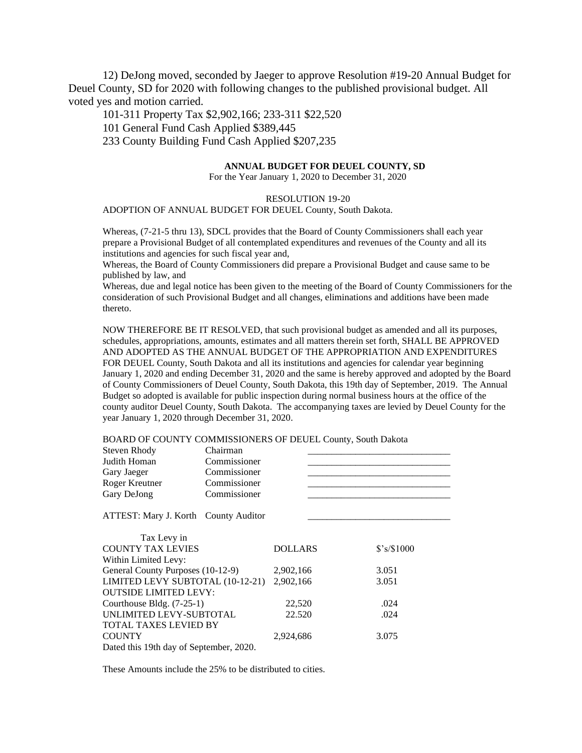12) DeJong moved, seconded by Jaeger to approve Resolution #19-20 Annual Budget for Deuel County, SD for 2020 with following changes to the published provisional budget. All voted yes and motion carried.

101-311 Property Tax $2,902,166; 233-311 $22,520

101 General Fund Cash Applied $389,445

233 County Building Fund Cash Applied $207,235

**ANNUAL BUDGET FOR DEUEL COUNTY, SD**

For the Year January 1, 2020 to December 31, 2020

RESOLUTION 19-20

ADOPTION OF ANNUAL BUDGET FOR DEUEL County, South Dakota.

Whereas, (7-21-5 thru 13), SDCL provides that the Board of County Commissioners shall each year prepare a Provisional Budget of all contemplated expenditures and revenues of the County and all its institutions and agencies for such fiscal year and,

Whereas, the Board of County Commissioners did prepare a Provisional Budget and cause same to be published by law, and

Whereas, due and legal notice has been given to the meeting of the Board of County Commissioners for the consideration of such Provisional Budget and all changes, eliminations and additions have been made thereto.

NOW THEREFORE BE IT RESOLVED, that such provisional budget as amended and all its purposes, schedules, appropriations, amounts, estimates and all matters therein set forth, SHALL BE APPROVED AND ADOPTED AS THE ANNUAL BUDGET OF THE APPROPRIATION AND EXPENDITURES FOR DEUEL County, South Dakota and all its institutions and agencies for calendar year beginning January 1, 2020 and ending December 31, 2020 and the same is hereby approved and adopted by the Board of County Commissioners of Deuel County, South Dakota, this 19th day of September, 2019. The Annual Budget so adopted is available for public inspection during normal business hours at the office of the county auditor Deuel County, South Dakota. The accompanying taxes are levied by Deuel County for the year January 1, 2020 through December 31, 2020.

BOARD OF COUNTY COMMISSIONERS OF DEUEL County, South Dakota

| | | |
|---|---|---|
| Steven Rhody | Chairman | ______________________________ |
| Judith Homan | Commissioner | ______________________________ |
| Gary Jaeger | Commissioner | ______________________________ |
| Roger Kreutner | Commissioner | ______________________________ |
| Gary DeJong | Commissioner | ______________________________ |

ATTEST: Mary J. Korth County Auditor ______________________________

| Tax Levy in COUNTY TAX LEVIES | DOLLARS | $'s/$1000 |
|---|---|---|
| Within Limited Levy: | | |
| General County Purposes (10-12-9) | 2,902,166 | 3.051 |
| LIMITED LEVY SUBTOTAL (10-12-21) | 2,902,166 | 3.051 |
| OUTSIDE LIMITED LEVY: | | |
| Courthouse Bldg. (7-25-1) | 22,520 | .024 |
| UNLIMITED LEVY-SUBTOTAL | 22.520 | .024 |
| TOTAL TAXES LEVIED BY COUNTY | 2,924,686 | 3.075 |

Dated this 19th day of September, 2020.

These Amounts include the 25% to be distributed to cities.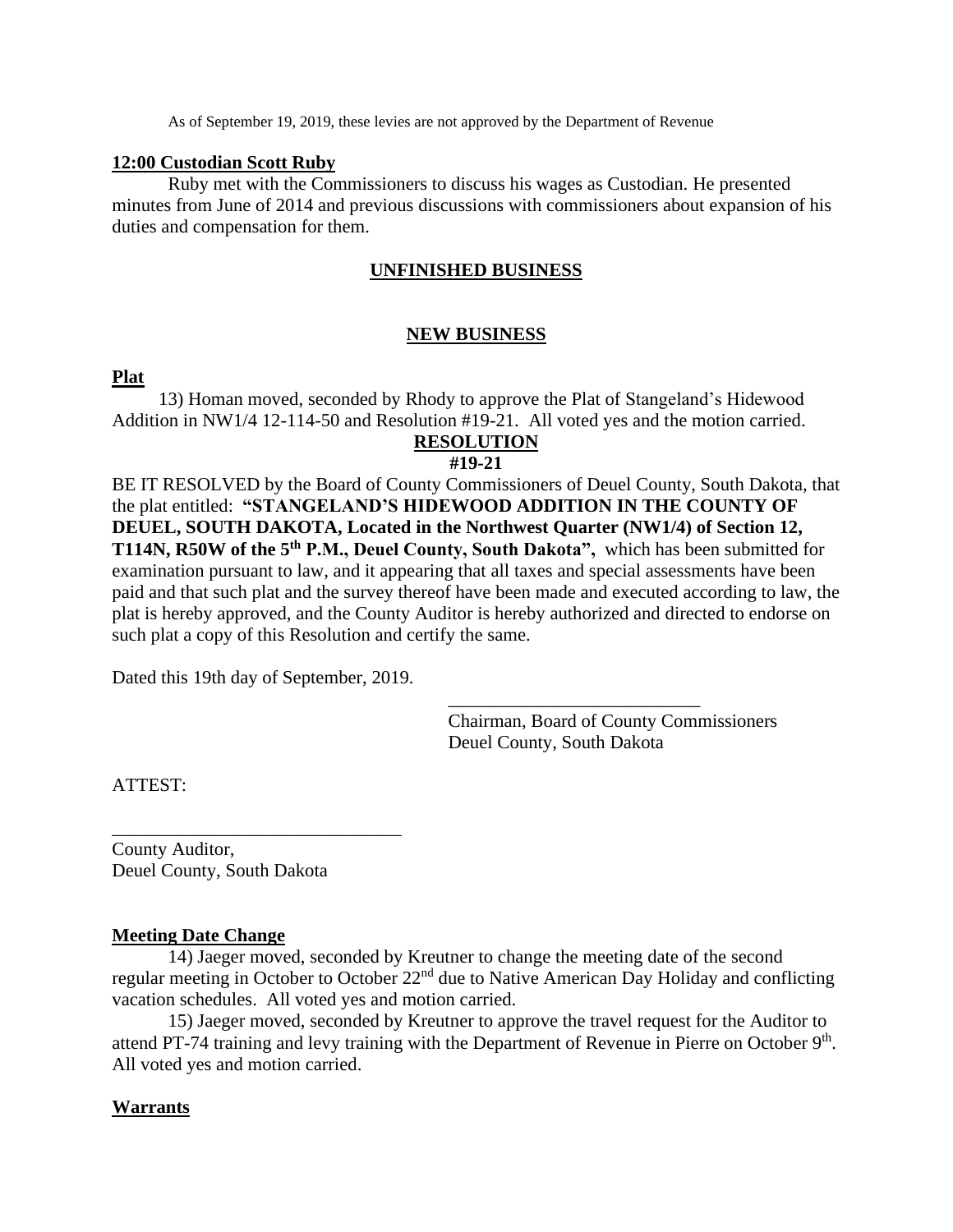As of September 19, 2019, these levies are not approved by the Department of Revenue

**12:00 Custodian Scott Ruby**

Ruby met with the Commissioners to discuss his wages as Custodian. He presented minutes from June of 2014 and previous discussions with commissioners about expansion of his duties and compensation for them.

**UNFINISHED BUSINESS**

**NEW BUSINESS**

**Plat**

13) Homan moved, seconded by Rhody to approve the Plat of Stangeland's Hidewood Addition in NW1/4 12-114-50 and Resolution #19-21. All voted yes and the motion carried.

**RESOLUTION**
**#19-21**

BE IT RESOLVED by the Board of County Commissioners of Deuel County, South Dakota, that the plat entitled: **"STANGELAND'S HIDEWOOD ADDITION IN THE COUNTY OF DEUEL, SOUTH DAKOTA, Located in the Northwest Quarter (NW1/4) of Section 12, T114N, R50W of the 5th P.M., Deuel County, South Dakota",** which has been submitted for examination pursuant to law, and it appearing that all taxes and special assessments have been paid and that such plat and the survey thereof have been made and executed according to law, the plat is hereby approved, and the County Auditor is hereby authorized and directed to endorse on such plat a copy of this Resolution and certify the same.

Dated this 19th day of September, 2019.

\_\_\_\_\_\_\_\_\_\_\_\_\_\_\_\_\_\_\_\_\_\_\_\_\_\_\_\_
Chairman, Board of County Commissioners
Deuel County, South Dakota

ATTEST:

\_\_\_\_\_\_\_\_\_\_\_\_\_\_\_\_\_\_\_\_\_\_\_\_\_\_\_\_\_\_\_\_
County Auditor,
Deuel County, South Dakota

**Meeting Date Change**

14) Jaeger moved, seconded by Kreutner to change the meeting date of the second regular meeting in October to October 22nd due to Native American Day Holiday and conflicting vacation schedules. All voted yes and motion carried.

15) Jaeger moved, seconded by Kreutner to approve the travel request for the Auditor to attend PT-74 training and levy training with the Department of Revenue in Pierre on October 9th. All voted yes and motion carried.

**Warrants**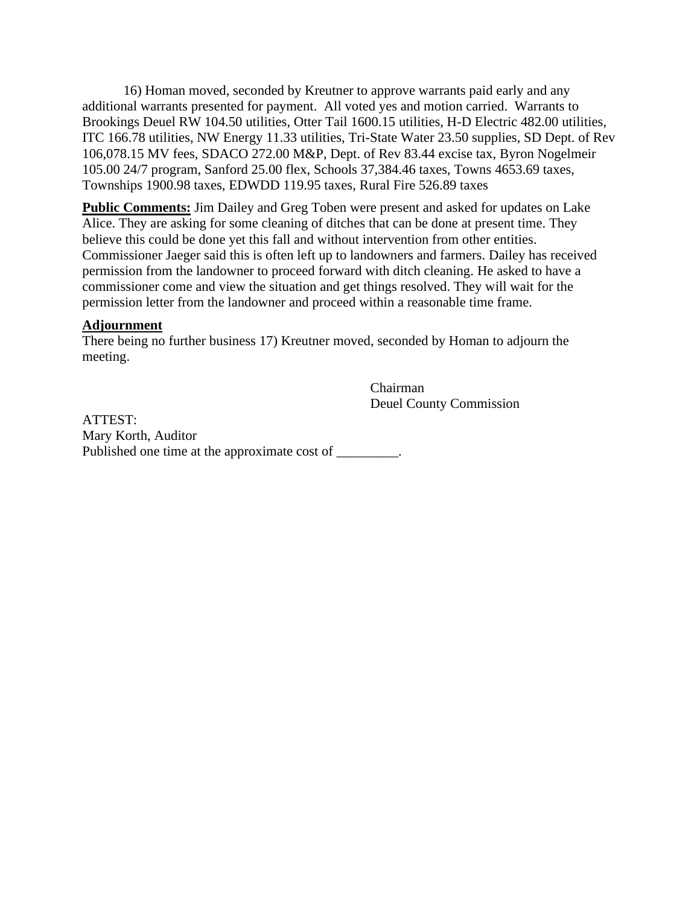16) Homan moved, seconded by Kreutner to approve warrants paid early and any additional warrants presented for payment. All voted yes and motion carried. Warrants to Brookings Deuel RW 104.50 utilities, Otter Tail 1600.15 utilities, H-D Electric 482.00 utilities, ITC 166.78 utilities, NW Energy 11.33 utilities, Tri-State Water 23.50 supplies, SD Dept. of Rev 106,078.15 MV fees, SDACO 272.00 M&P, Dept. of Rev 83.44 excise tax, Byron Nogelmeir 105.00 24/7 program, Sanford 25.00 flex, Schools 37,384.46 taxes, Towns 4653.69 taxes, Townships 1900.98 taxes, EDWDD 119.95 taxes, Rural Fire 526.89 taxes

**Public Comments:** Jim Dailey and Greg Toben were present and asked for updates on Lake Alice. They are asking for some cleaning of ditches that can be done at present time. They believe this could be done yet this fall and without intervention from other entities. Commissioner Jaeger said this is often left up to landowners and farmers. Dailey has received permission from the landowner to proceed forward with ditch cleaning. He asked to have a commissioner come and view the situation and get things resolved. They will wait for the permission letter from the landowner and proceed within a reasonable time frame.

**Adjournment**

There being no further business 17) Kreutner moved, seconded by Homan to adjourn the meeting.

Chairman
Deuel County Commission

ATTEST:
Mary Korth, Auditor
Published one time at the approximate cost of _________.